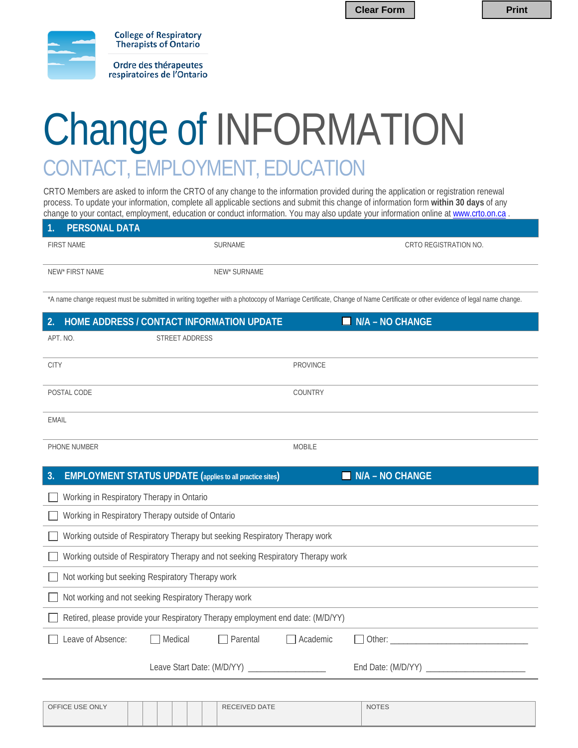Clear Form | Print

College of Respiratory Therapists of Ontario

Ordre des thérapeutes respiratoires de l'Ontario

# Change of INFORMATION

## CONTACT, EMPLOYMENT, EDUCATION

CRTO Members are asked to inform the CRTO of any change to the information provided during the application or registration renewal process. To update your information, complete all applicable sections and submit this change of information form **within 30 days** of any change to your contact, employment, education or conduct information. You may also update your information online at www.crto.on.ca .

## 1. PERSONAL DATA

| FIRST NAME | SURNAME | CRTO REGISTRATION NO. |
|---|---|---|
| | | |
| NEW* FIRST NAME | NEW* SURNAME | |
| | | |

*A name change request must be submitted in writing together with a photocopy of Marriage Certificate, Change of Name Certificate or other evidence of legal name change.

## 2. HOME ADDRESS / CONTACT INFORMATION UPDATE ☐ N/A – NO CHANGE

| APT. NO. | STREET ADDRESS |
|---|---|
| | |
| CITY | PROVINCE |
| | |
| POSTAL CODE | COUNTRY |
| | |
| EMAIL | |
| | |
| PHONE NUMBER | MOBILE |
| | |

## 3. EMPLOYMENT STATUS UPDATE (applies to all practice sites) ☐ N/A – NO CHANGE

- ☐ Working in Respiratory Therapy in Ontario
- ☐ Working in Respiratory Therapy outside of Ontario
- ☐ Working outside of Respiratory Therapy but seeking Respiratory Therapy work
- ☐ Working outside of Respiratory Therapy and not seeking Respiratory Therapy work
- ☐ Not working but seeking Respiratory Therapy work
- ☐ Not working and not seeking Respiratory Therapy work
- ☐ Retired, please provide your Respiratory Therapy employment end date: (M/D/YY)
- ☐ Leave of Absence: ☐ Medical ☐ Parental ☐ Academic ☐ Other: ______________________________

  Leave Start Date: (M/D/YY) ________________ End Date: (M/D/YY) ______________________

| OFFICE USE ONLY | | | | | | | RECEIVED DATE | NOTES |
|---|---|---|---|---|---|---|---|---|
| | | | | | | | | |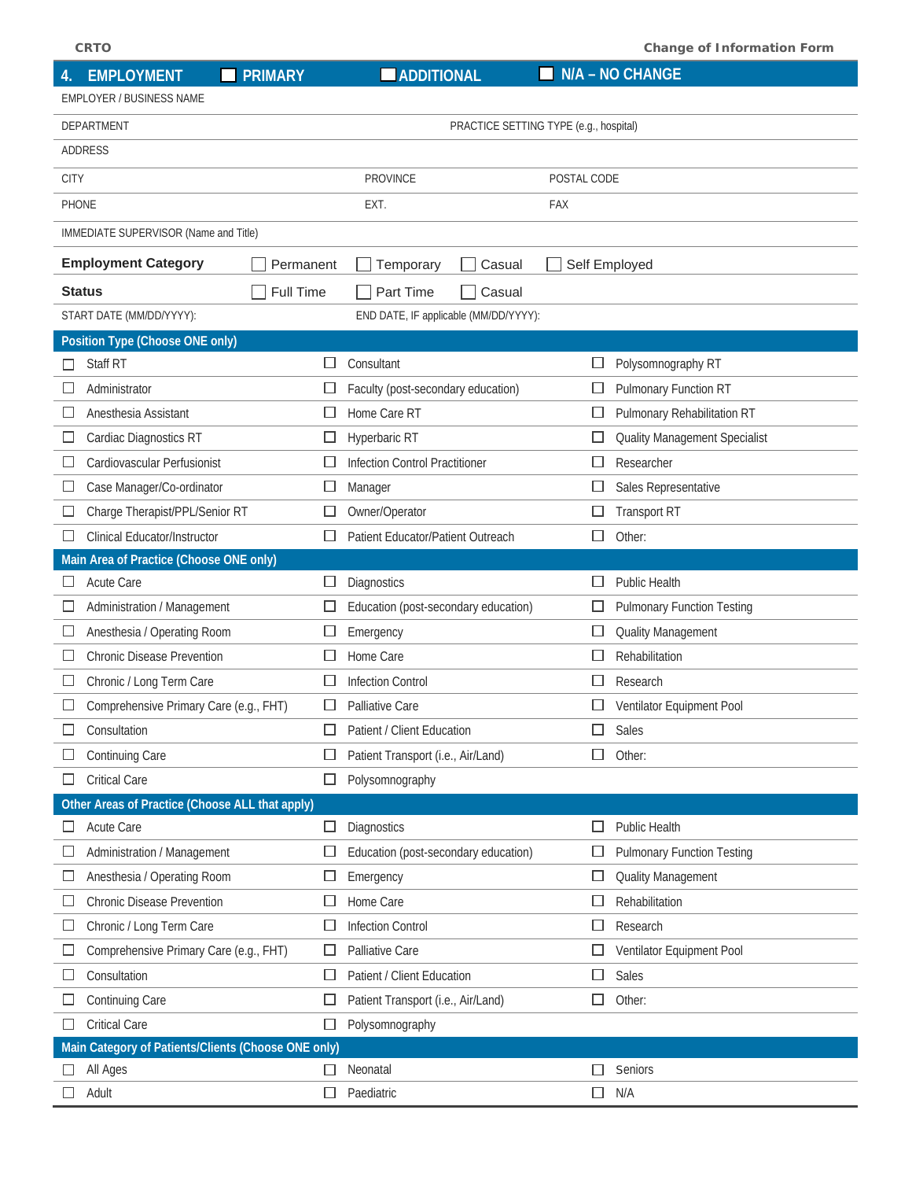## 4. EMPLOYMENT ☐ PRIMARY ☐ ADDITIONAL ☐ N/A – NO CHANGE

| | | |
|---|---|---|
| EMPLOYER / BUSINESS NAME | | |
| DEPARTMENT | PRACTICE SETTING TYPE (e.g., hospital) | |
| ADDRESS | | |
| CITY | PROVINCE | POSTAL CODE |
| PHONE | EXT. | FAX |
| IMMEDIATE SUPERVISOR (Name and Title) | | |

**Employment Category** ☐ Permanent ☐ Temporary ☐ Casual ☐ Self Employed

**Status** ☐ Full Time ☐ Part Time ☐ Casual

START DATE (MM/DD/YYYY): END DATE, IF applicable (MM/DD/YYYY):

### Position Type (Choose ONE only)

| | | |
|---|---|---|
| ☐ Staff RT | ☐ Consultant | ☐ Polysomnography RT |
| ☐ Administrator | ☐ Faculty (post-secondary education) | ☐ Pulmonary Function RT |
| ☐ Anesthesia Assistant | ☐ Home Care RT | ☐ Pulmonary Rehabilitation RT |
| ☐ Cardiac Diagnostics RT | ☐ Hyperbaric RT | ☐ Quality Management Specialist |
| ☐ Cardiovascular Perfusionist | ☐ Infection Control Practitioner | ☐ Researcher |
| ☐ Case Manager/Co-ordinator | ☐ Manager | ☐ Sales Representative |
| ☐ Charge Therapist/PPL/Senior RT | ☐ Owner/Operator | ☐ Transport RT |
| ☐ Clinical Educator/Instructor | ☐ Patient Educator/Patient Outreach | ☐ Other: |

### Main Area of Practice (Choose ONE only)

| | | |
|---|---|---|
| ☐ Acute Care | ☐ Diagnostics | ☐ Public Health |
| ☐ Administration / Management | ☐ Education (post-secondary education) | ☐ Pulmonary Function Testing |
| ☐ Anesthesia / Operating Room | ☐ Emergency | ☐ Quality Management |
| ☐ Chronic Disease Prevention | ☐ Home Care | ☐ Rehabilitation |
| ☐ Chronic / Long Term Care | ☐ Infection Control | ☐ Research |
| ☐ Comprehensive Primary Care (e.g., FHT) | ☐ Palliative Care | ☐ Ventilator Equipment Pool |
| ☐ Consultation | ☐ Patient / Client Education | ☐ Sales |
| ☐ Continuing Care | ☐ Patient Transport (i.e., Air/Land) | ☐ Other: |
| ☐ Critical Care | ☐ Polysomnography | |

### Other Areas of Practice (Choose ALL that apply)

| | | |
|---|---|---|
| ☐ Acute Care | ☐ Diagnostics | ☐ Public Health |
| ☐ Administration / Management | ☐ Education (post-secondary education) | ☐ Pulmonary Function Testing |
| ☐ Anesthesia / Operating Room | ☐ Emergency | ☐ Quality Management |
| ☐ Chronic Disease Prevention | ☐ Home Care | ☐ Rehabilitation |
| ☐ Chronic / Long Term Care | ☐ Infection Control | ☐ Research |
| ☐ Comprehensive Primary Care (e.g., FHT) | ☐ Palliative Care | ☐ Ventilator Equipment Pool |
| ☐ Consultation | ☐ Patient / Client Education | ☐ Sales |
| ☐ Continuing Care | ☐ Patient Transport (i.e., Air/Land) | ☐ Other: |
| ☐ Critical Care | ☐ Polysomnography | |

### Main Category of Patients/Clients (Choose ONE only)

| | | |
|---|---|---|
| ☐ All Ages | ☐ Neonatal | ☐ Seniors |
| ☐ Adult | ☐ Paediatric | ☐ N/A |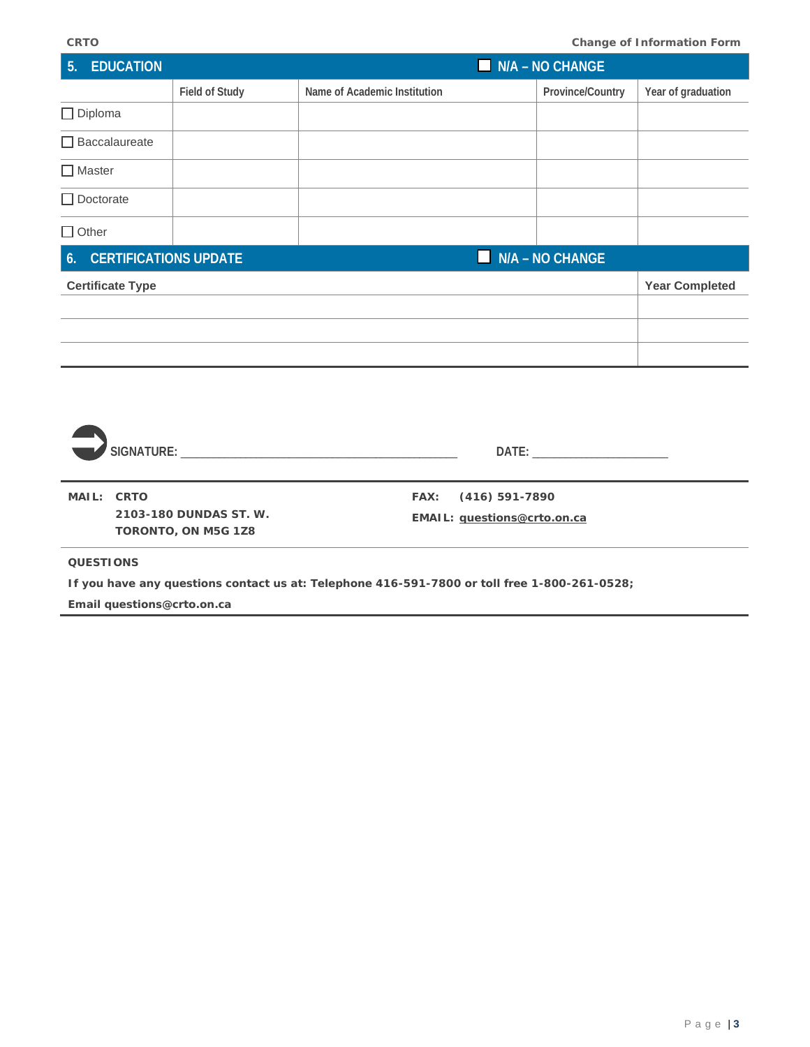## 5. EDUCATION

☐ N/A – NO CHANGE

| | Field of Study | Name of Academic Institution | Province/Country | Year of graduation |
|---|---|---|---|---|
| ☐ Diploma | | | | |
| ☐ Baccalaureate | | | | |
| ☐ Master | | | | |
| ☐ Doctorate | | | | |
| ☐ Other | | | | |

## 6. CERTIFICATIONS UPDATE

☐ N/A – NO CHANGE

| Certificate Type | Year Completed |
|---|---|
| | |
| | |
| | |

SIGNATURE: ____________________________________________ DATE: ______________________

**MAIL: CRTO**
**2103-180 DUNDAS ST. W.**
**TORONTO, ON M5G 1Z8**

**FAX: (416) 591-7890**

**EMAIL: questions@crto.on.ca**

**QUESTIONS**

**If you have any questions contact us at: Telephone 416-591-7800 or toll free 1-800-261-0528;**

**Email questions@crto.on.ca**